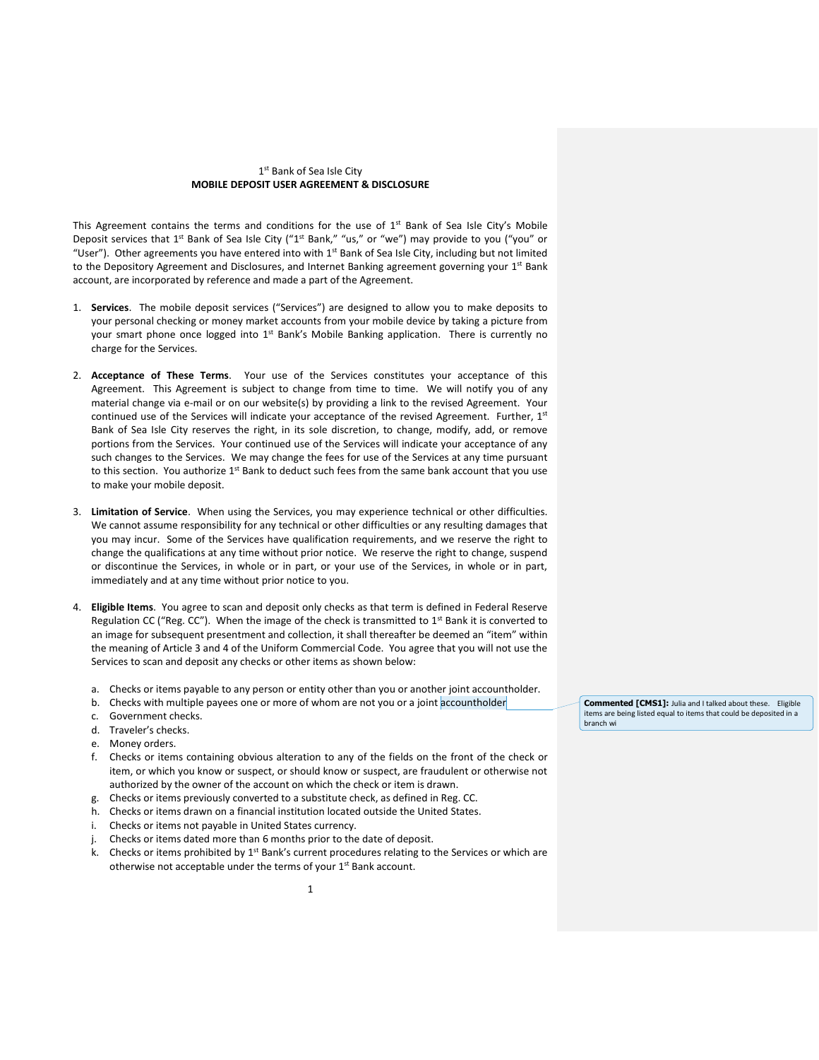1st Bank of Sea Isle City

**MOBILE DEPOSIT USER AGREEMENT & DISCLOSURE**

This Agreement contains the terms and conditions for the use of 1st Bank of Sea Isle City's Mobile Deposit services that 1st Bank of Sea Isle City ("1st Bank," "us," or "we") may provide to you ("you" or "User"). Other agreements you have entered into with 1st Bank of Sea Isle City, including but not limited to the Depository Agreement and Disclosures, and Internet Banking agreement governing your 1st Bank account, are incorporated by reference and made a part of the Agreement.

1. **Services**. The mobile deposit services ("Services") are designed to allow you to make deposits to your personal checking or money market accounts from your mobile device by taking a picture from your smart phone once logged into 1st Bank's Mobile Banking application. There is currently no charge for the Services.

2. **Acceptance of These Terms**. Your use of the Services constitutes your acceptance of this Agreement. This Agreement is subject to change from time to time. We will notify you of any material change via e-mail or on our website(s) by providing a link to the revised Agreement. Your continued use of the Services will indicate your acceptance of the revised Agreement. Further, 1st Bank of Sea Isle City reserves the right, in its sole discretion, to change, modify, add, or remove portions from the Services. Your continued use of the Services will indicate your acceptance of any such changes to the Services. We may change the fees for use of the Services at any time pursuant to this section. You authorize 1st Bank to deduct such fees from the same bank account that you use to make your mobile deposit.

3. **Limitation of Service**. When using the Services, you may experience technical or other difficulties. We cannot assume responsibility for any technical or other difficulties or any resulting damages that you may incur. Some of the Services have qualification requirements, and we reserve the right to change the qualifications at any time without prior notice. We reserve the right to change, suspend or discontinue the Services, in whole or in part, or your use of the Services, in whole or in part, immediately and at any time without prior notice to you.

4. **Eligible Items**. You agree to scan and deposit only checks as that term is defined in Federal Reserve Regulation CC ("Reg. CC"). When the image of the check is transmitted to 1st Bank it is converted to an image for subsequent presentment and collection, it shall thereafter be deemed an "item" within the meaning of Article 3 and 4 of the Uniform Commercial Code. You agree that you will not use the Services to scan and deposit any checks or other items as shown below:

   a. Checks or items payable to any person or entity other than you or another joint accountholder.
   b. Checks with multiple payees one or more of whom are not you or a joint accountholder
   c. Government checks.
   d. Traveler's checks.
   e. Money orders.
   f. Checks or items containing obvious alteration to any of the fields on the front of the check or item, or which you know or suspect, or should know or suspect, are fraudulent or otherwise not authorized by the owner of the account on which the check or item is drawn.
   g. Checks or items previously converted to a substitute check, as defined in Reg. CC.
   h. Checks or items drawn on a financial institution located outside the United States.
   i. Checks or items not payable in United States currency.
   j. Checks or items dated more than 6 months prior to the date of deposit.
   k. Checks or items prohibited by 1st Bank's current procedures relating to the Services or which are otherwise not acceptable under the terms of your 1st Bank account.

**Commented [CMS1]:** Julia and I talked about these. Eligible items are being listed equal to items that could be deposited in a branch wi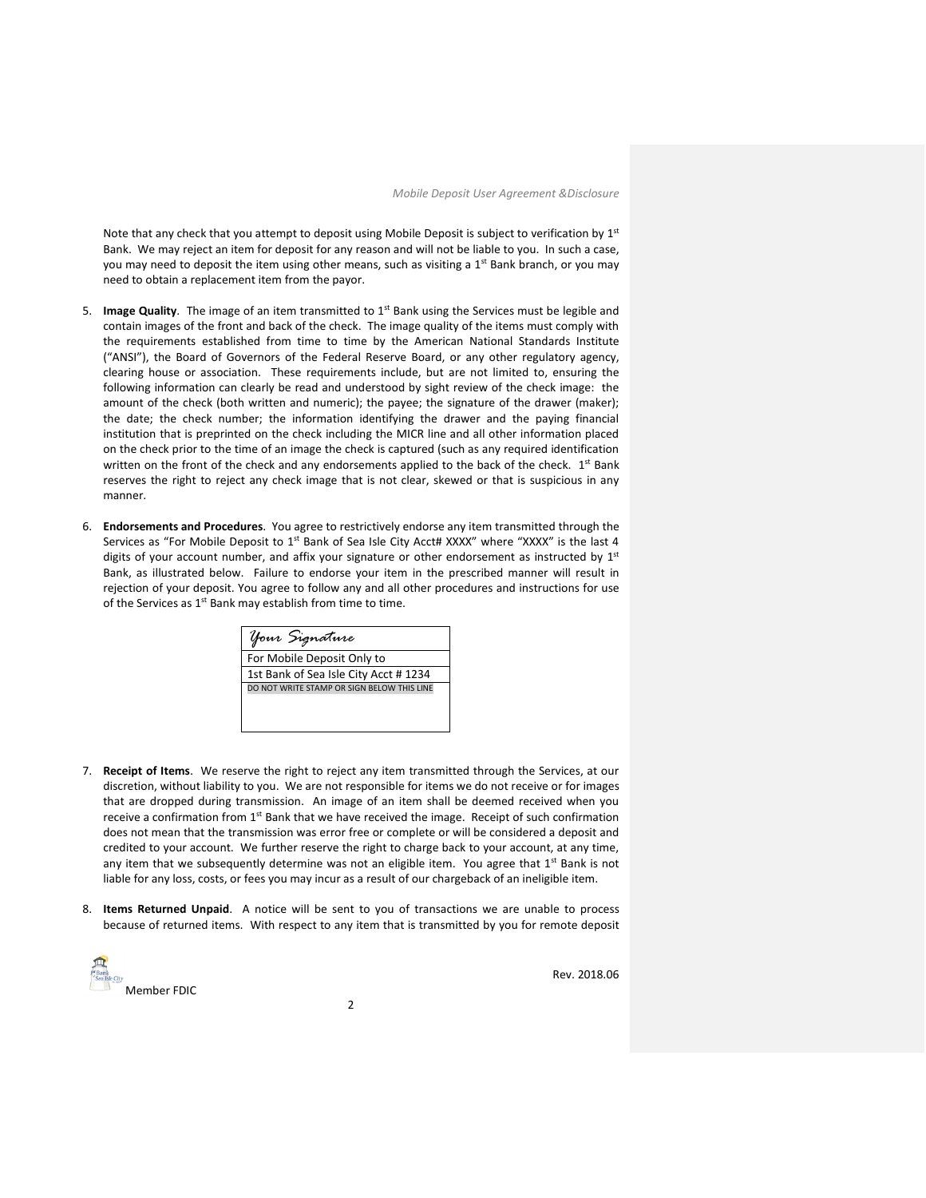Note that any check that you attempt to deposit using Mobile Deposit is subject to verification by 1st Bank. We may reject an item for deposit for any reason and will not be liable to you. In such a case, you may need to deposit the item using other means, such as visiting a 1st Bank branch, or you may need to obtain a replacement item from the payor.

5. **Image Quality**. The image of an item transmitted to 1st Bank using the Services must be legible and contain images of the front and back of the check. The image quality of the items must comply with the requirements established from time to time by the American National Standards Institute ("ANSI"), the Board of Governors of the Federal Reserve Board, or any other regulatory agency, clearing house or association. These requirements include, but are not limited to, ensuring the following information can clearly be read and understood by sight review of the check image: the amount of the check (both written and numeric); the payee; the signature of the drawer (maker); the date; the check number; the information identifying the drawer and the paying financial institution that is preprinted on the check including the MICR line and all other information placed on the check prior to the time of an image the check is captured (such as any required identification written on the front of the check and any endorsements applied to the back of the check. 1st Bank reserves the right to reject any check image that is not clear, skewed or that is suspicious in any manner.

6. **Endorsements and Procedures**. You agree to restrictively endorse any item transmitted through the Services as "For Mobile Deposit to 1st Bank of Sea Isle City Acct# XXXX" where "XXXX" is the last 4 digits of your account number, and affix your signature or other endorsement as instructed by 1st Bank, as illustrated below. Failure to endorse your item in the prescribed manner will result in rejection of your deposit. You agree to follow any and all other procedures and instructions for use of the Services as 1st Bank may establish from time to time.

| *Your Signature* |
|---|
| For Mobile Deposit Only to |
| 1st Bank of Sea Isle City Acct # 1234 |
| DO NOT WRITE STAMP OR SIGN BELOW THIS LINE |

7. **Receipt of Items**. We reserve the right to reject any item transmitted through the Services, at our discretion, without liability to you. We are not responsible for items we do not receive or for images that are dropped during transmission. An image of an item shall be deemed received when you receive a confirmation from 1st Bank that we have received the image. Receipt of such confirmation does not mean that the transmission was error free or complete or will be considered a deposit and credited to your account. We further reserve the right to charge back to your account, at any time, any item that we subsequently determine was not an eligible item. You agree that 1st Bank is not liable for any loss, costs, or fees you may incur as a result of our chargeback of an ineligible item.

8. **Items Returned Unpaid**. A notice will be sent to you of transactions we are unable to process because of returned items. With respect to any item that is transmitted by you for remote deposit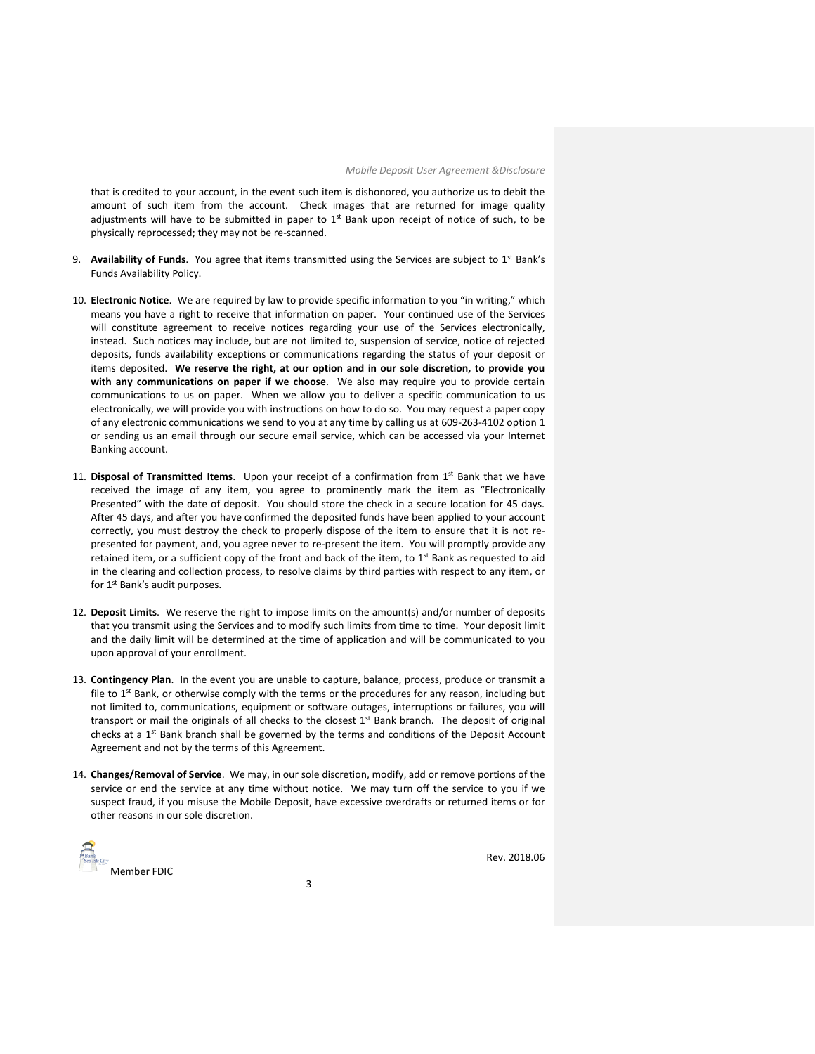that is credited to your account, in the event such item is dishonored, you authorize us to debit the amount of such item from the account. Check images that are returned for image quality adjustments will have to be submitted in paper to 1st Bank upon receipt of notice of such, to be physically reprocessed; they may not be re-scanned.

9. **Availability of Funds**. You agree that items transmitted using the Services are subject to 1st Bank's Funds Availability Policy.

10. **Electronic Notice**. We are required by law to provide specific information to you "in writing," which means you have a right to receive that information on paper. Your continued use of the Services will constitute agreement to receive notices regarding your use of the Services electronically, instead. Such notices may include, but are not limited to, suspension of service, notice of rejected deposits, funds availability exceptions or communications regarding the status of your deposit or items deposited. **We reserve the right, at our option and in our sole discretion, to provide you with any communications on paper if we choose**. We also may require you to provide certain communications to us on paper. When we allow you to deliver a specific communication to us electronically, we will provide you with instructions on how to do so. You may request a paper copy of any electronic communications we send to you at any time by calling us at 609-263-4102 option 1 or sending us an email through our secure email service, which can be accessed via your Internet Banking account.

11. **Disposal of Transmitted Items**. Upon your receipt of a confirmation from 1st Bank that we have received the image of any item, you agree to prominently mark the item as "Electronically Presented" with the date of deposit. You should store the check in a secure location for 45 days. After 45 days, and after you have confirmed the deposited funds have been applied to your account correctly, you must destroy the check to properly dispose of the item to ensure that it is not re-presented for payment, and, you agree never to re-present the item. You will promptly provide any retained item, or a sufficient copy of the front and back of the item, to 1st Bank as requested to aid in the clearing and collection process, to resolve claims by third parties with respect to any item, or for 1st Bank's audit purposes.

12. **Deposit Limits**. We reserve the right to impose limits on the amount(s) and/or number of deposits that you transmit using the Services and to modify such limits from time to time. Your deposit limit and the daily limit will be determined at the time of application and will be communicated to you upon approval of your enrollment.

13. **Contingency Plan**. In the event you are unable to capture, balance, process, produce or transmit a file to 1st Bank, or otherwise comply with the terms or the procedures for any reason, including but not limited to, communications, equipment or software outages, interruptions or failures, you will transport or mail the originals of all checks to the closest 1st Bank branch. The deposit of original checks at a 1st Bank branch shall be governed by the terms and conditions of the Deposit Account Agreement and not by the terms of this Agreement.

14. **Changes/Removal of Service**. We may, in our sole discretion, modify, add or remove portions of the service or end the service at any time without notice. We may turn off the service to you if we suspect fraud, if you misuse the Mobile Deposit, have excessive overdrafts or returned items or for other reasons in our sole discretion.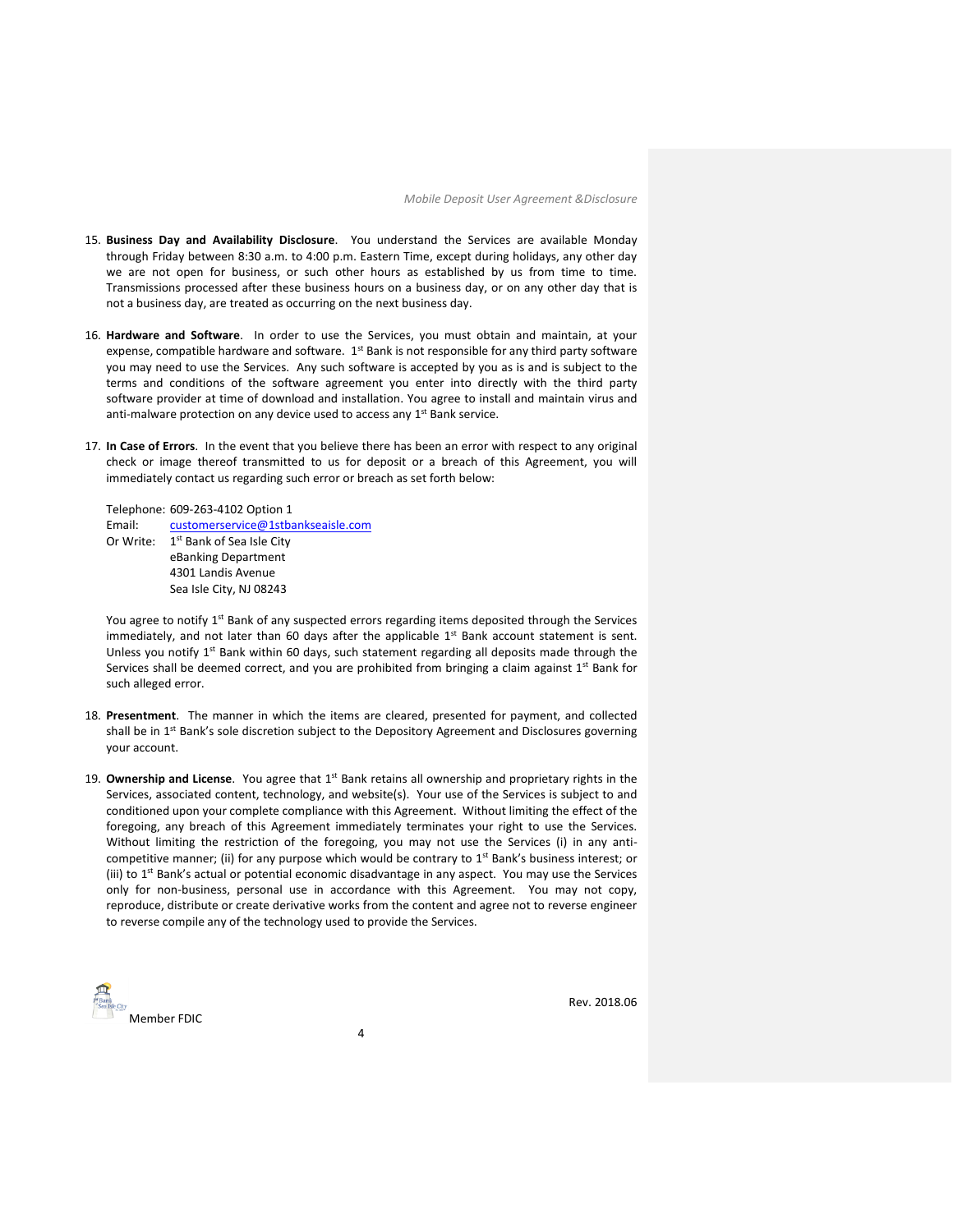15. **Business Day and Availability Disclosure**. You understand the Services are available Monday through Friday between 8:30 a.m. to 4:00 p.m. Eastern Time, except during holidays, any other day we are not open for business, or such other hours as established by us from time to time. Transmissions processed after these business hours on a business day, or on any other day that is not a business day, are treated as occurring on the next business day.

16. **Hardware and Software**. In order to use the Services, you must obtain and maintain, at your expense, compatible hardware and software. 1st Bank is not responsible for any third party software you may need to use the Services. Any such software is accepted by you as is and is subject to the terms and conditions of the software agreement you enter into directly with the third party software provider at time of download and installation. You agree to install and maintain virus and anti-malware protection on any device used to access any 1st Bank service.

17. **In Case of Errors**. In the event that you believe there has been an error with respect to any original check or image thereof transmitted to us for deposit or a breach of this Agreement, you will immediately contact us regarding such error or breach as set forth below:

    Telephone: 609-263-4102 Option 1
    Email: customerservice@1stbankseaisle.com
    Or Write: 1st Bank of Sea Isle City
    eBanking Department
    4301 Landis Avenue
    Sea Isle City, NJ 08243

    You agree to notify 1st Bank of any suspected errors regarding items deposited through the Services immediately, and not later than 60 days after the applicable 1st Bank account statement is sent. Unless you notify 1st Bank within 60 days, such statement regarding all deposits made through the Services shall be deemed correct, and you are prohibited from bringing a claim against 1st Bank for such alleged error.

18. **Presentment**. The manner in which the items are cleared, presented for payment, and collected shall be in 1st Bank's sole discretion subject to the Depository Agreement and Disclosures governing your account.

19. **Ownership and License**. You agree that 1st Bank retains all ownership and proprietary rights in the Services, associated content, technology, and website(s). Your use of the Services is subject to and conditioned upon your complete compliance with this Agreement. Without limiting the effect of the foregoing, any breach of this Agreement immediately terminates your right to use the Services. Without limiting the restriction of the foregoing, you may not use the Services (i) in any anti-competitive manner; (ii) for any purpose which would be contrary to 1st Bank's business interest; or (iii) to 1st Bank's actual or potential economic disadvantage in any aspect. You may use the Services only for non-business, personal use in accordance with this Agreement. You may not copy, reproduce, distribute or create derivative works from the content and agree not to reverse engineer to reverse compile any of the technology used to provide the Services.

Member FDIC

Rev. 2018.06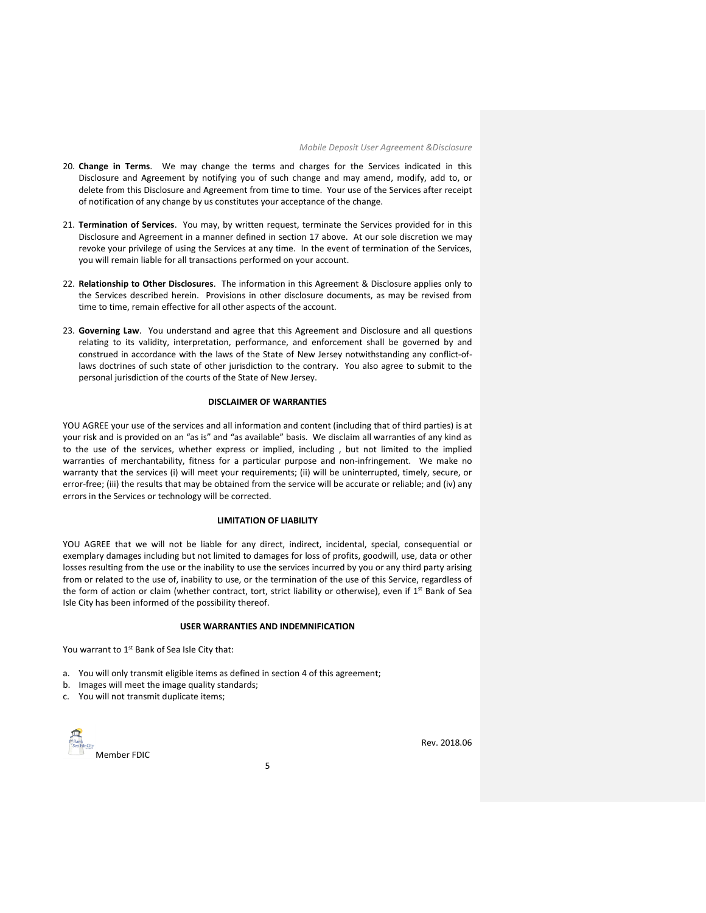20. **Change in Terms**. We may change the terms and charges for the Services indicated in this Disclosure and Agreement by notifying you of such change and may amend, modify, add to, or delete from this Disclosure and Agreement from time to time. Your use of the Services after receipt of notification of any change by us constitutes your acceptance of the change.

21. **Termination of Services**. You may, by written request, terminate the Services provided for in this Disclosure and Agreement in a manner defined in section 17 above. At our sole discretion we may revoke your privilege of using the Services at any time. In the event of termination of the Services, you will remain liable for all transactions performed on your account.

22. **Relationship to Other Disclosures**. The information in this Agreement & Disclosure applies only to the Services described herein. Provisions in other disclosure documents, as may be revised from time to time, remain effective for all other aspects of the account.

23. **Governing Law**. You understand and agree that this Agreement and Disclosure and all questions relating to its validity, interpretation, performance, and enforcement shall be governed by and construed in accordance with the laws of the State of New Jersey notwithstanding any conflict-of-laws doctrines of such state of other jurisdiction to the contrary. You also agree to submit to the personal jurisdiction of the courts of the State of New Jersey.

**DISCLAIMER OF WARRANTIES**

YOU AGREE your use of the services and all information and content (including that of third parties) is at your risk and is provided on an "as is" and "as available" basis. We disclaim all warranties of any kind as to the use of the services, whether express or implied, including , but not limited to the implied warranties of merchantability, fitness for a particular purpose and non-infringement. We make no warranty that the services (i) will meet your requirements; (ii) will be uninterrupted, timely, secure, or error-free; (iii) the results that may be obtained from the service will be accurate or reliable; and (iv) any errors in the Services or technology will be corrected.

**LIMITATION OF LIABILITY**

YOU AGREE that we will not be liable for any direct, indirect, incidental, special, consequential or exemplary damages including but not limited to damages for loss of profits, goodwill, use, data or other losses resulting from the use or the inability to use the services incurred by you or any third party arising from or related to the use of, inability to use, or the termination of the use of this Service, regardless of the form of action or claim (whether contract, tort, strict liability or otherwise), even if 1st Bank of Sea Isle City has been informed of the possibility thereof.

**USER WARRANTIES AND INDEMNIFICATION**

You warrant to 1st Bank of Sea Isle City that:

a. You will only transmit eligible items as defined in section 4 of this agreement;
b. Images will meet the image quality standards;
c. You will not transmit duplicate items;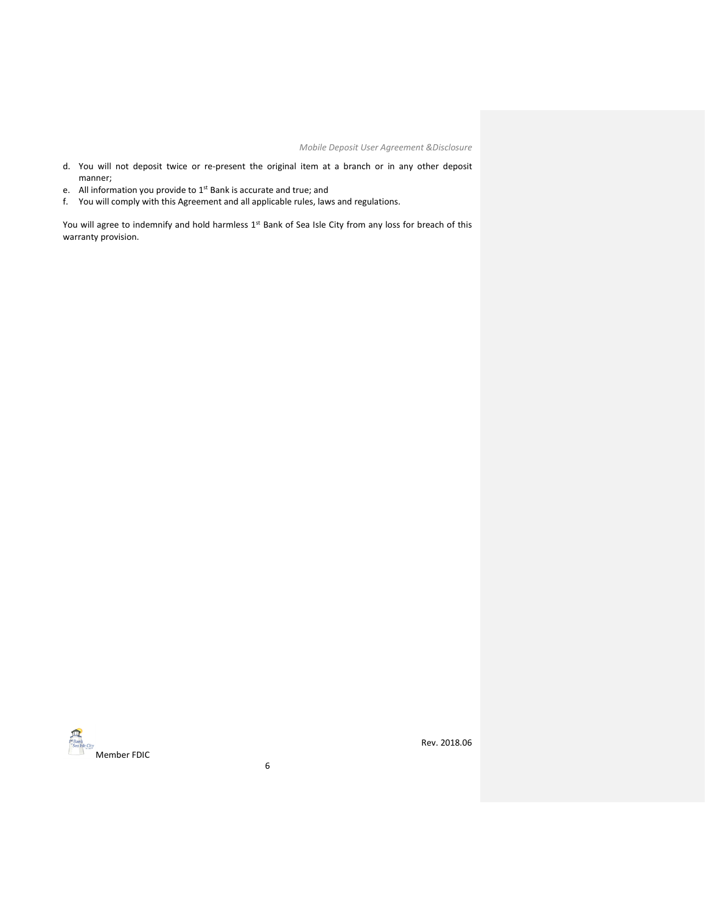d. You will not deposit twice or re-present the original item at a branch or in any other deposit manner;
e. All information you provide to 1st Bank is accurate and true; and
f. You will comply with this Agreement and all applicable rules, laws and regulations.

You will agree to indemnify and hold harmless 1st Bank of Sea Isle City from any loss for breach of this warranty provision.